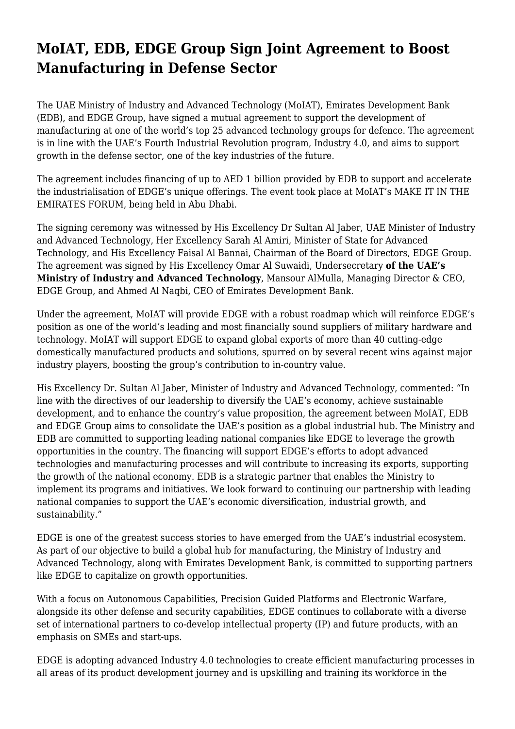# MoIAT, EDB, EDGE Group Sign Joint Agreement to Boost Manufacturing in Defense Sector

The UAE Ministry of Industry and Advanced Technology (MoIAT), Emirates Development Bank (EDB), and EDGE Group, have signed a mutual agreement to support the development of manufacturing at one of the world's top 25 advanced technology groups for defence. The agreement is in line with the UAE's Fourth Industrial Revolution program, Industry 4.0, and aims to support growth in the defense sector, one of the key industries of the future.

The agreement includes financing of up to AED 1 billion provided by EDB to support and accelerate the industrialisation of EDGE's unique offerings. The event took place at MoIAT's MAKE IT IN THE EMIRATES FORUM, being held in Abu Dhabi.

The signing ceremony was witnessed by His Excellency Dr Sultan Al Jaber, UAE Minister of Industry and Advanced Technology, Her Excellency Sarah Al Amiri, Minister of State for Advanced Technology, and His Excellency Faisal Al Bannai, Chairman of the Board of Directors, EDGE Group. The agreement was signed by His Excellency Omar Al Suwaidi, Undersecretary **of the UAE's Ministry of Industry and Advanced Technology**, Mansour AlMulla, Managing Director & CEO, EDGE Group, and Ahmed Al Naqbi, CEO of Emirates Development Bank.

Under the agreement, MoIAT will provide EDGE with a robust roadmap which will reinforce EDGE's position as one of the world's leading and most financially sound suppliers of military hardware and technology. MoIAT will support EDGE to expand global exports of more than 40 cutting-edge domestically manufactured products and solutions, spurred on by several recent wins against major industry players, boosting the group's contribution to in-country value.

His Excellency Dr. Sultan Al Jaber, Minister of Industry and Advanced Technology, commented: "In line with the directives of our leadership to diversify the UAE's economy, achieve sustainable development, and to enhance the country's value proposition, the agreement between MoIAT, EDB and EDGE Group aims to consolidate the UAE's position as a global industrial hub. The Ministry and EDB are committed to supporting leading national companies like EDGE to leverage the growth opportunities in the country. The financing will support EDGE's efforts to adopt advanced technologies and manufacturing processes and will contribute to increasing its exports, supporting the growth of the national economy. EDB is a strategic partner that enables the Ministry to implement its programs and initiatives. We look forward to continuing our partnership with leading national companies to support the UAE's economic diversification, industrial growth, and sustainability."

EDGE is one of the greatest success stories to have emerged from the UAE's industrial ecosystem. As part of our objective to build a global hub for manufacturing, the Ministry of Industry and Advanced Technology, along with Emirates Development Bank, is committed to supporting partners like EDGE to capitalize on growth opportunities.

With a focus on Autonomous Capabilities, Precision Guided Platforms and Electronic Warfare, alongside its other defense and security capabilities, EDGE continues to collaborate with a diverse set of international partners to co-develop intellectual property (IP) and future products, with an emphasis on SMEs and start-ups.

EDGE is adopting advanced Industry 4.0 technologies to create efficient manufacturing processes in all areas of its product development journey and is upskilling and training its workforce in the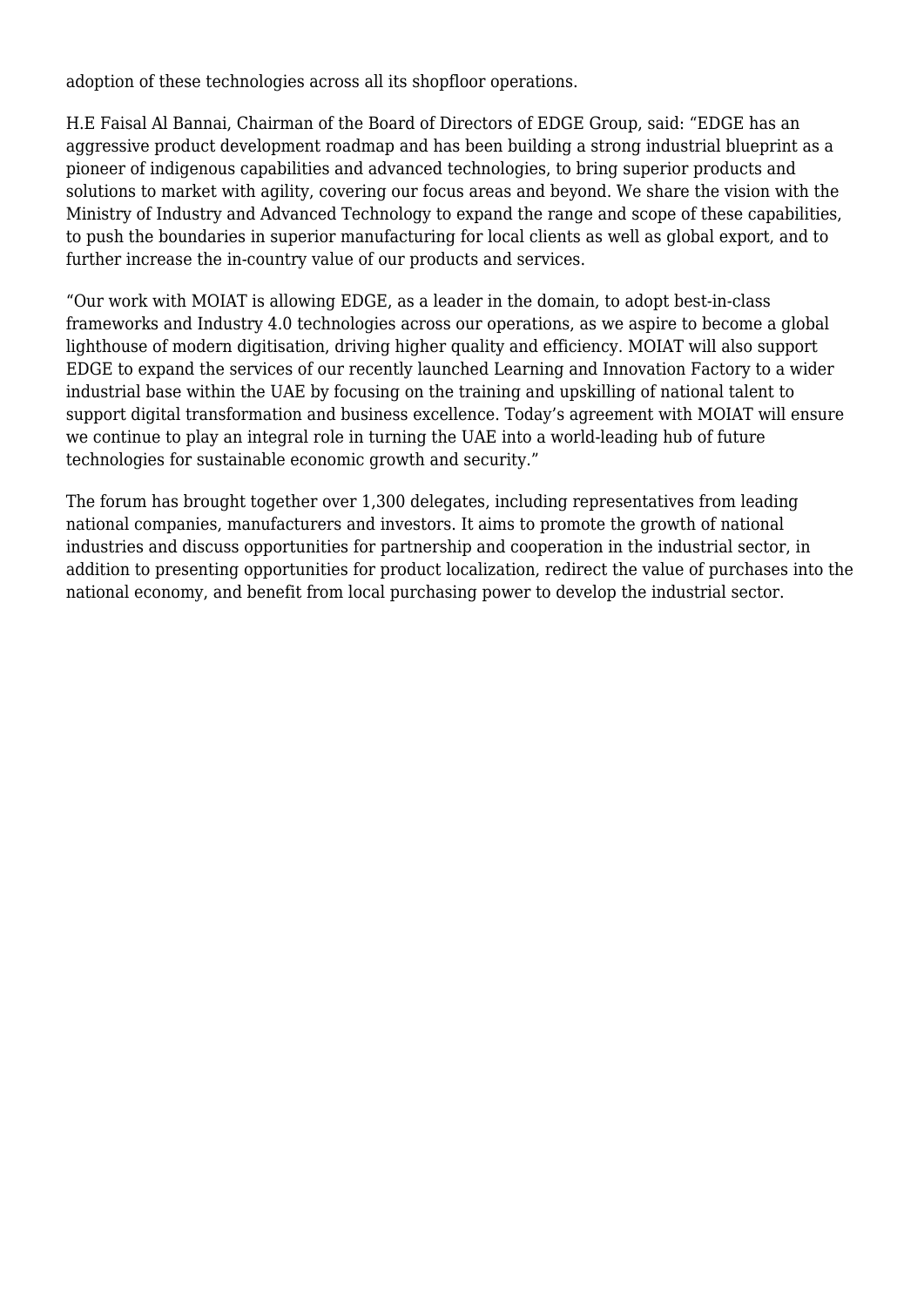adoption of these technologies across all its shopfloor operations.

H.E Faisal Al Bannai, Chairman of the Board of Directors of EDGE Group, said: "EDGE has an aggressive product development roadmap and has been building a strong industrial blueprint as a pioneer of indigenous capabilities and advanced technologies, to bring superior products and solutions to market with agility, covering our focus areas and beyond. We share the vision with the Ministry of Industry and Advanced Technology to expand the range and scope of these capabilities, to push the boundaries in superior manufacturing for local clients as well as global export, and to further increase the in-country value of our products and services.

"Our work with MOIAT is allowing EDGE, as a leader in the domain, to adopt best-in-class frameworks and Industry 4.0 technologies across our operations, as we aspire to become a global lighthouse of modern digitisation, driving higher quality and efficiency. MOIAT will also support EDGE to expand the services of our recently launched Learning and Innovation Factory to a wider industrial base within the UAE by focusing on the training and upskilling of national talent to support digital transformation and business excellence. Today's agreement with MOIAT will ensure we continue to play an integral role in turning the UAE into a world-leading hub of future technologies for sustainable economic growth and security."

The forum has brought together over 1,300 delegates, including representatives from leading national companies, manufacturers and investors. It aims to promote the growth of national industries and discuss opportunities for partnership and cooperation in the industrial sector, in addition to presenting opportunities for product localization, redirect the value of purchases into the national economy, and benefit from local purchasing power to develop the industrial sector.